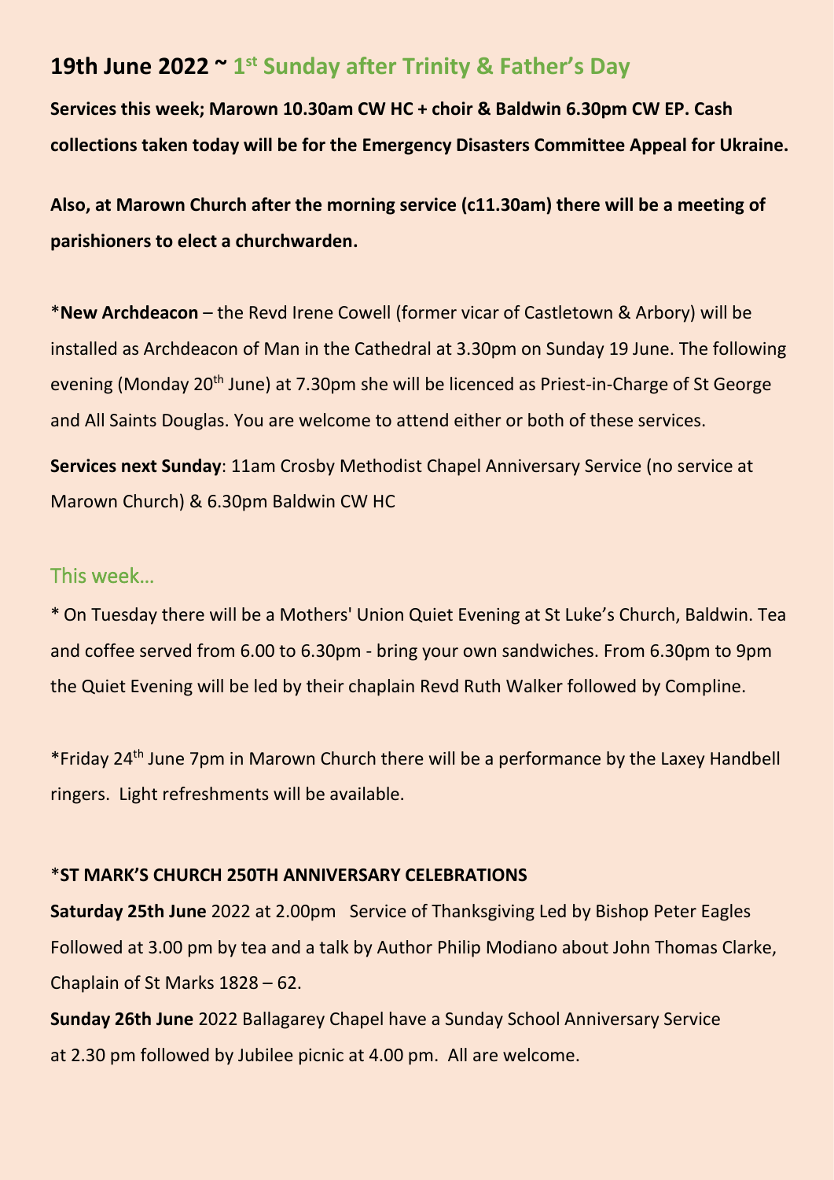## 19th June 2022 ~ 1st Sunday after Trinity & Father's Day

**Services this week; Marown 10.30am CW HC + choir & Baldwin 6.30pm CW EP. Cash collections taken today will be for the Emergency Disasters Committee Appeal for Ukraine.**

**Also, at Marown Church after the morning service (c11.30am) there will be a meeting of parishioners to elect a churchwarden.**

\***New Archdeacon** – the Revd Irene Cowell (former vicar of Castletown & Arbory) will be installed as Archdeacon of Man in the Cathedral at 3.30pm on Sunday 19 June. The following evening (Monday 20th June) at 7.30pm she will be licenced as Priest-in-Charge of St George and All Saints Douglas. You are welcome to attend either or both of these services.

**Services next Sunday**: 11am Crosby Methodist Chapel Anniversary Service (no service at Marown Church) & 6.30pm Baldwin CW HC

### This week…

* On Tuesday there will be a Mothers' Union Quiet Evening at St Luke's Church, Baldwin. Tea and coffee served from 6.00 to 6.30pm - bring your own sandwiches. From 6.30pm to 9pm the Quiet Evening will be led by their chaplain Revd Ruth Walker followed by Compline.

*Friday 24th June 7pm in Marown Church there will be a performance by the Laxey Handbell ringers. Light refreshments will be available.

***ST MARK'S CHURCH 250TH ANNIVERSARY CELEBRATIONS**

**Saturday 25th June** 2022 at 2.00pm Service of Thanksgiving Led by Bishop Peter Eagles Followed at 3.00 pm by tea and a talk by Author Philip Modiano about John Thomas Clarke, Chaplain of St Marks 1828 – 62.

**Sunday 26th June** 2022 Ballagarey Chapel have a Sunday School Anniversary Service at 2.30 pm followed by Jubilee picnic at 4.00 pm. All are welcome.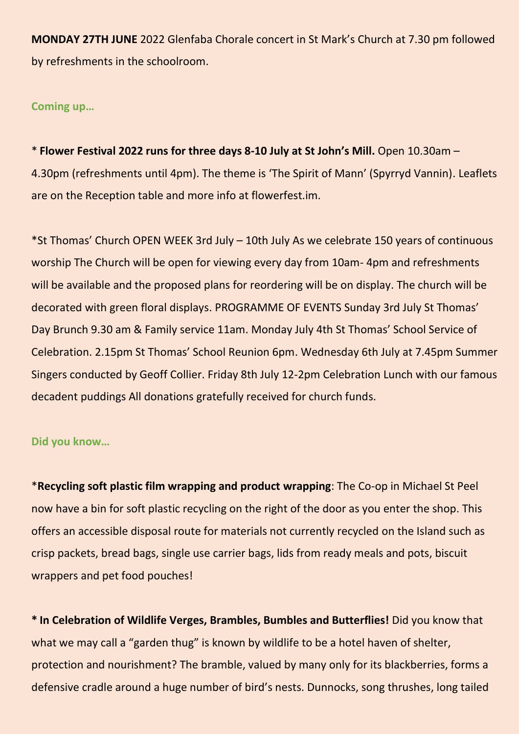**MONDAY 27TH JUNE** 2022 Glenfaba Chorale concert in St Mark's Church at 7.30 pm followed by refreshments in the schoolroom.

**Coming up…**

* **Flower Festival 2022 runs for three days 8-10 July at St John's Mill.** Open 10.30am – 4.30pm (refreshments until 4pm). The theme is 'The Spirit of Mann' (Spyrryd Vannin). Leaflets are on the Reception table and more info at flowerfest.im.

*St Thomas' Church OPEN WEEK 3rd July – 10th July As we celebrate 150 years of continuous worship The Church will be open for viewing every day from 10am- 4pm and refreshments will be available and the proposed plans for reordering will be on display. The church will be decorated with green floral displays. PROGRAMME OF EVENTS Sunday 3rd July St Thomas' Day Brunch 9.30 am & Family service 11am. Monday July 4th St Thomas' School Service of Celebration. 2.15pm St Thomas' School Reunion 6pm. Wednesday 6th July at 7.45pm Summer Singers conducted by Geoff Collier. Friday 8th July 12-2pm Celebration Lunch with our famous decadent puddings All donations gratefully received for church funds.

**Did you know…**

***Recycling soft plastic film wrapping and product wrapping**: The Co-op in Michael St Peel now have a bin for soft plastic recycling on the right of the door as you enter the shop. This offers an accessible disposal route for materials not currently recycled on the Island such as crisp packets, bread bags, single use carrier bags, lids from ready meals and pots, biscuit wrappers and pet food pouches!

**\* In Celebration of Wildlife Verges, Brambles, Bumbles and Butterflies!** Did you know that what we may call a "garden thug" is known by wildlife to be a hotel haven of shelter, protection and nourishment? The bramble, valued by many only for its blackberries, forms a defensive cradle around a huge number of bird's nests. Dunnocks, song thrushes, long tailed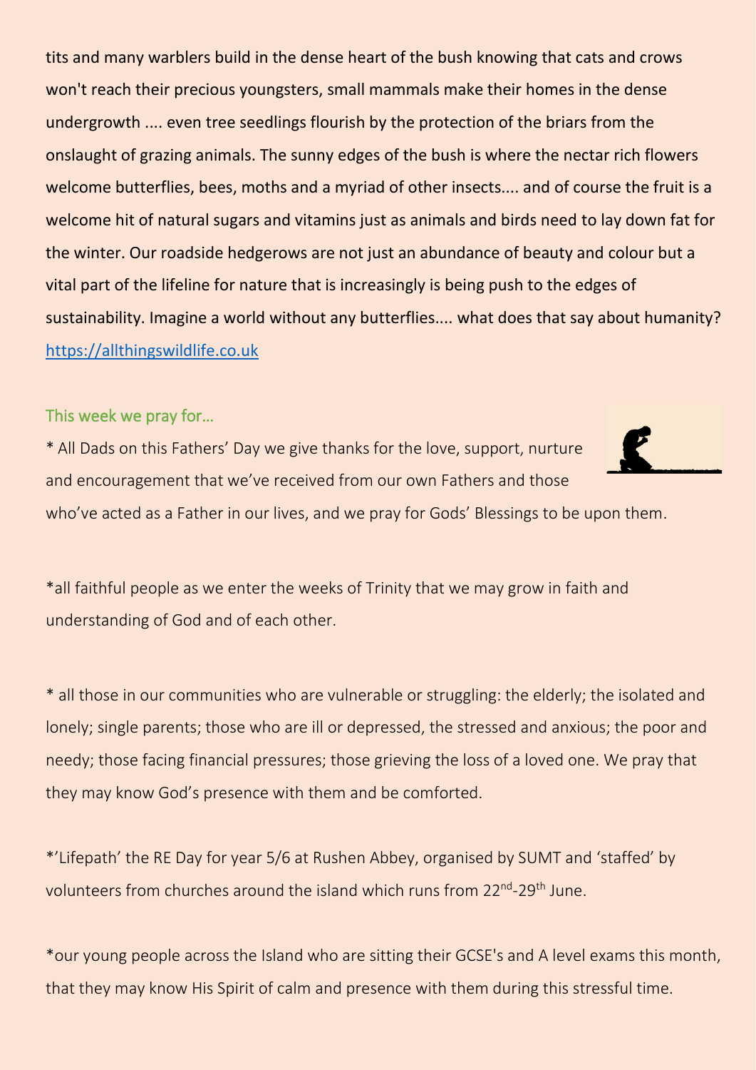tits and many warblers build in the dense heart of the bush knowing that cats and crows won't reach their precious youngsters, small mammals make their homes in the dense undergrowth .... even tree seedlings flourish by the protection of the briars from the onslaught of grazing animals. The sunny edges of the bush is where the nectar rich flowers welcome butterflies, bees, moths and a myriad of other insects.... and of course the fruit is a welcome hit of natural sugars and vitamins just as animals and birds need to lay down fat for the winter. Our roadside hedgerows are not just an abundance of beauty and colour but a vital part of the lifeline for nature that is increasingly is being push to the edges of sustainability. Imagine a world without any butterflies.... what does that say about humanity? [https://allthingswildlife.co.uk](https://allthingswildlife.co.uk)

## This week we pray for…

* All Dads on this Fathers' Day we give thanks for the love, support, nurture and encouragement that we've received from our own Fathers and those who've acted as a Father in our lives, and we pray for Gods' Blessings to be upon them.

*all faithful people as we enter the weeks of Trinity that we may grow in faith and understanding of God and of each other.

* all those in our communities who are vulnerable or struggling: the elderly; the isolated and lonely; single parents; those who are ill or depressed, the stressed and anxious; the poor and needy; those facing financial pressures; those grieving the loss of a loved one. We pray that they may know God's presence with them and be comforted.

*'Lifepath' the RE Day for year 5/6 at Rushen Abbey, organised by SUMT and 'staffed' by volunteers from churches around the island which runs from 22nd-29th June.

*our young people across the Island who are sitting their GCSE's and A level exams this month, that they may know His Spirit of calm and presence with them during this stressful time.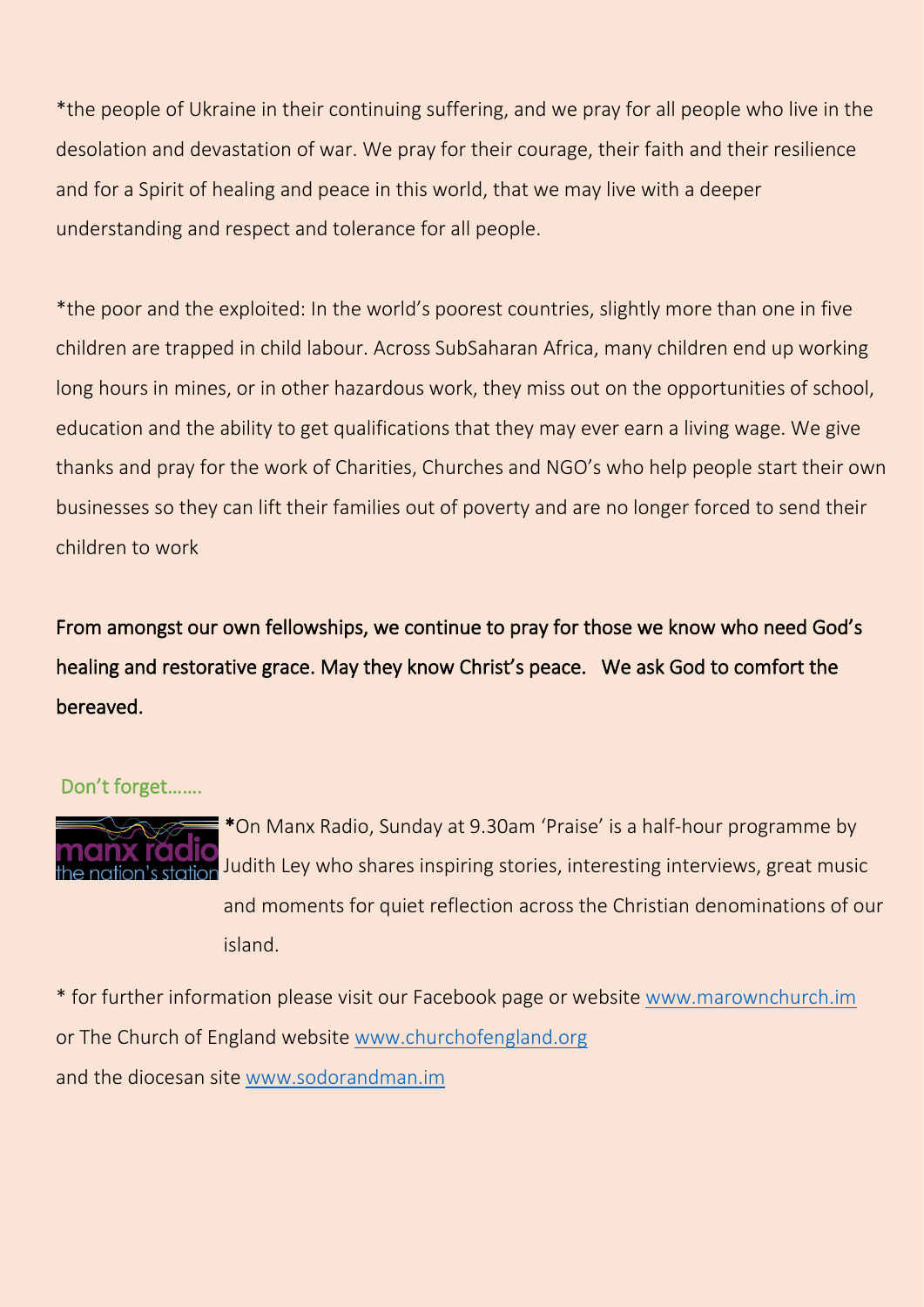*the people of Ukraine in their continuing suffering, and we pray for all people who live in the desolation and devastation of war. We pray for their courage, their faith and their resilience and for a Spirit of healing and peace in this world, that we may live with a deeper understanding and respect and tolerance for all people.

*the poor and the exploited: In the world's poorest countries, slightly more than one in five children are trapped in child labour. Across SubSaharan Africa, many children end up working long hours in mines, or in other hazardous work, they miss out on the opportunities of school, education and the ability to get qualifications that they may ever earn a living wage. We give thanks and pray for the work of Charities, Churches and NGO's who help people start their own businesses so they can lift their families out of poverty and are no longer forced to send their children to work

**From amongst our own fellowships, we continue to pray for those we know who need God's healing and restorative grace. May they know Christ's peace. We ask God to comfort the bereaved.**

Don't forget…….

**\***On Manx Radio, Sunday at 9.30am 'Praise' is a half-hour programme by Judith Ley who shares inspiring stories, interesting interviews, great music and moments for quiet reflection across the Christian denominations of our island.

\* for further information please visit our Facebook page or website [www.marownchurch.im](http://www.marownchurch.im)
or The Church of England website [www.churchofengland.org](http://www.churchofengland.org)
and the diocesan site [www.sodorandman.im](http://www.sodorandman.im)